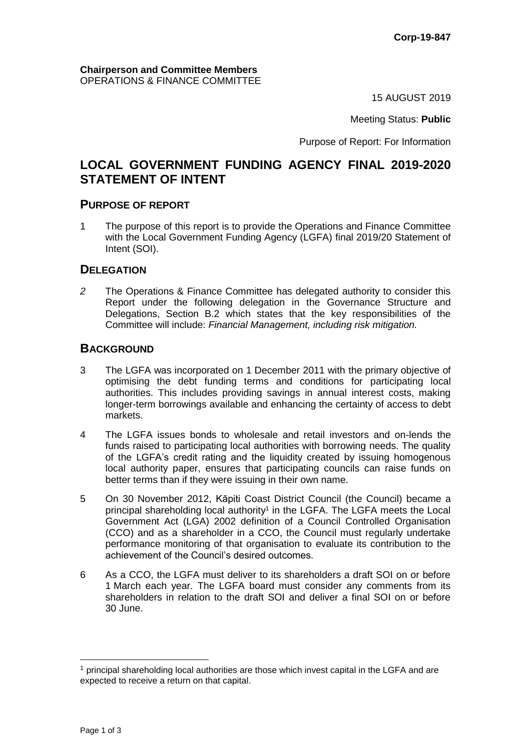Corp-19-847

**Chairperson and Committee Members**
OPERATIONS & FINANCE COMMITTEE

15 AUGUST 2019

Meeting Status: **Public**

Purpose of Report: For Information

# LOCAL GOVERNMENT FUNDING AGENCY FINAL 2019-2020 STATEMENT OF INTENT

## PURPOSE OF REPORT

1 The purpose of this report is to provide the Operations and Finance Committee with the Local Government Funding Agency (LGFA) final 2019/20 Statement of Intent (SOI).

## DELEGATION

*2* The Operations & Finance Committee has delegated authority to consider this Report under the following delegation in the Governance Structure and Delegations, Section B.2 which states that the key responsibilities of the Committee will include: *Financial Management, including risk mitigation.*

## BACKGROUND

3 The LGFA was incorporated on 1 December 2011 with the primary objective of optimising the debt funding terms and conditions for participating local authorities. This includes providing savings in annual interest costs, making longer-term borrowings available and enhancing the certainty of access to debt markets.

4 The LGFA issues bonds to wholesale and retail investors and on-lends the funds raised to participating local authorities with borrowing needs. The quality of the LGFA's credit rating and the liquidity created by issuing homogenous local authority paper, ensures that participating councils can raise funds on better terms than if they were issuing in their own name.

5 On 30 November 2012, Kāpiti Coast District Council (the Council) became a principal shareholding local authority[1] in the LGFA. The LGFA meets the Local Government Act (LGA) 2002 definition of a Council Controlled Organisation (CCO) and as a shareholder in a CCO, the Council must regularly undertake performance monitoring of that organisation to evaluate its contribution to the achievement of the Council's desired outcomes.

6 As a CCO, the LGFA must deliver to its shareholders a draft SOI on or before 1 March each year. The LGFA board must consider any comments from its shareholders in relation to the draft SOI and deliver a final SOI on or before 30 June.

---

[1] principal shareholding local authorities are those which invest capital in the LGFA and are expected to receive a return on that capital.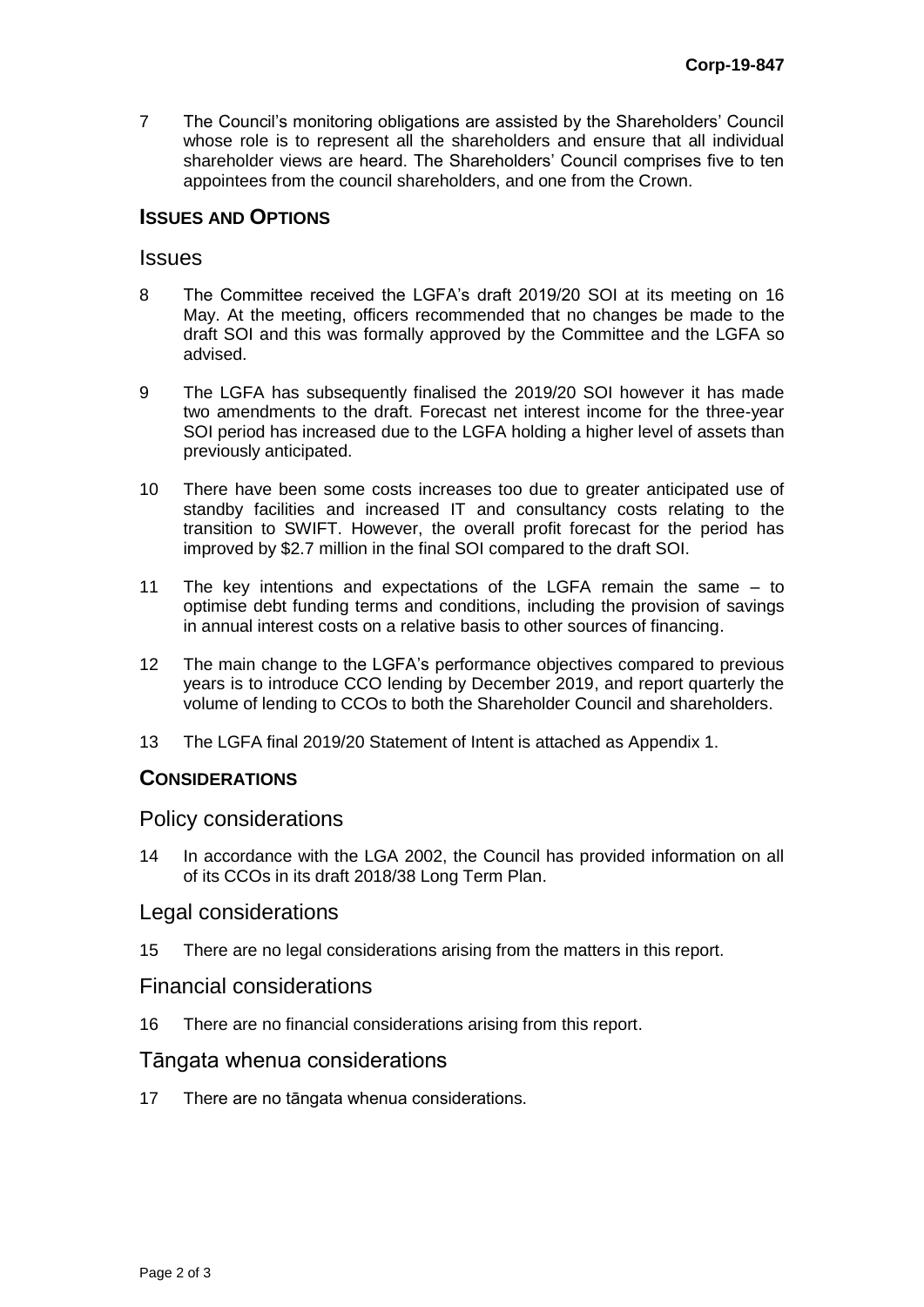7 The Council's monitoring obligations are assisted by the Shareholders' Council whose role is to represent all the shareholders and ensure that all individual shareholder views are heard. The Shareholders' Council comprises five to ten appointees from the council shareholders, and one from the Crown.

## ISSUES AND OPTIONS

### Issues

8 The Committee received the LGFA's draft 2019/20 SOI at its meeting on 16 May. At the meeting, officers recommended that no changes be made to the draft SOI and this was formally approved by the Committee and the LGFA so advised.

9 The LGFA has subsequently finalised the 2019/20 SOI however it has made two amendments to the draft. Forecast net interest income for the three-year SOI period has increased due to the LGFA holding a higher level of assets than previously anticipated.

10 There have been some costs increases too due to greater anticipated use of standby facilities and increased IT and consultancy costs relating to the transition to SWIFT. However, the overall profit forecast for the period has improved by $2.7 million in the final SOI compared to the draft SOI.

11 The key intentions and expectations of the LGFA remain the same – to optimise debt funding terms and conditions, including the provision of savings in annual interest costs on a relative basis to other sources of financing.

12 The main change to the LGFA's performance objectives compared to previous years is to introduce CCO lending by December 2019, and report quarterly the volume of lending to CCOs to both the Shareholder Council and shareholders.

13 The LGFA final 2019/20 Statement of Intent is attached as Appendix 1.

## CONSIDERATIONS

### Policy considerations

14 In accordance with the LGA 2002, the Council has provided information on all of its CCOs in its draft 2018/38 Long Term Plan.

### Legal considerations

15 There are no legal considerations arising from the matters in this report.

### Financial considerations

16 There are no financial considerations arising from this report.

### Tāngata whenua considerations

17 There are no tāngata whenua considerations.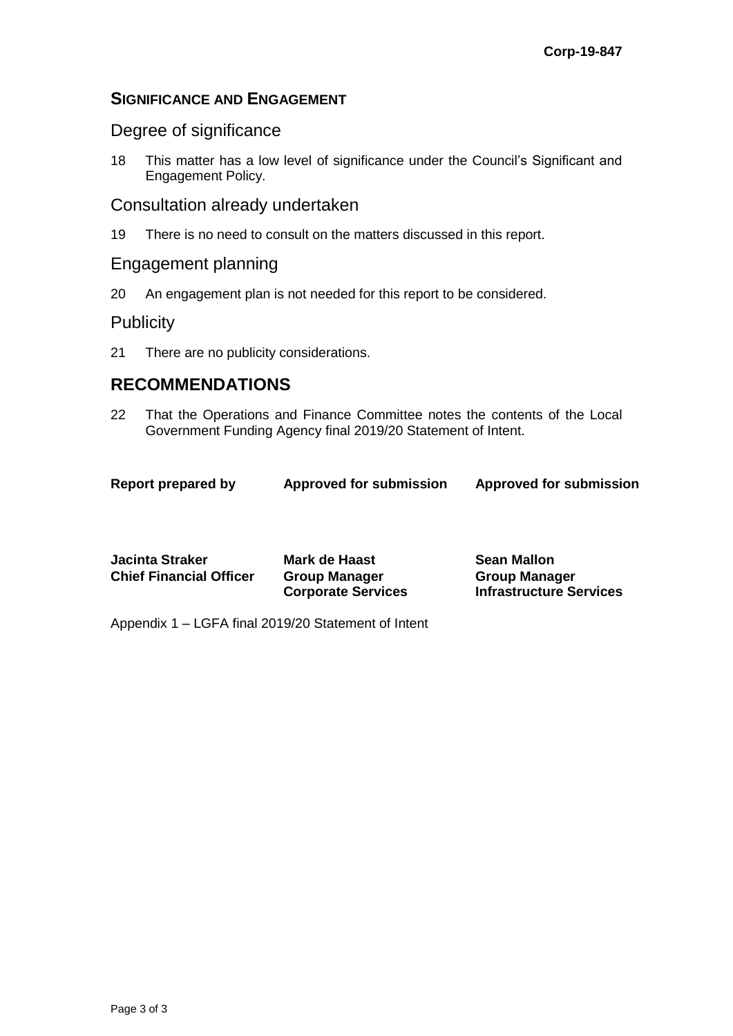## SIGNIFICANCE AND ENGAGEMENT

### Degree of significance

18 This matter has a low level of significance under the Council's Significant and Engagement Policy.

### Consultation already undertaken

19 There is no need to consult on the matters discussed in this report.

### Engagement planning

20 An engagement plan is not needed for this report to be considered.

### Publicity

21 There are no publicity considerations.

## RECOMMENDATIONS

22 That the Operations and Finance Committee notes the contents of the Local Government Funding Agency final 2019/20 Statement of Intent.

| Report prepared by | Approved for submission | Approved for submission |
|---|---|---|
| **Jacinta Straker**<br>**Chief Financial Officer** | **Mark de Haast**<br>**Group Manager**<br>**Corporate Services** | **Sean Mallon**<br>**Group Manager**<br>**Infrastructure Services** |

Appendix 1 – LGFA final 2019/20 Statement of Intent